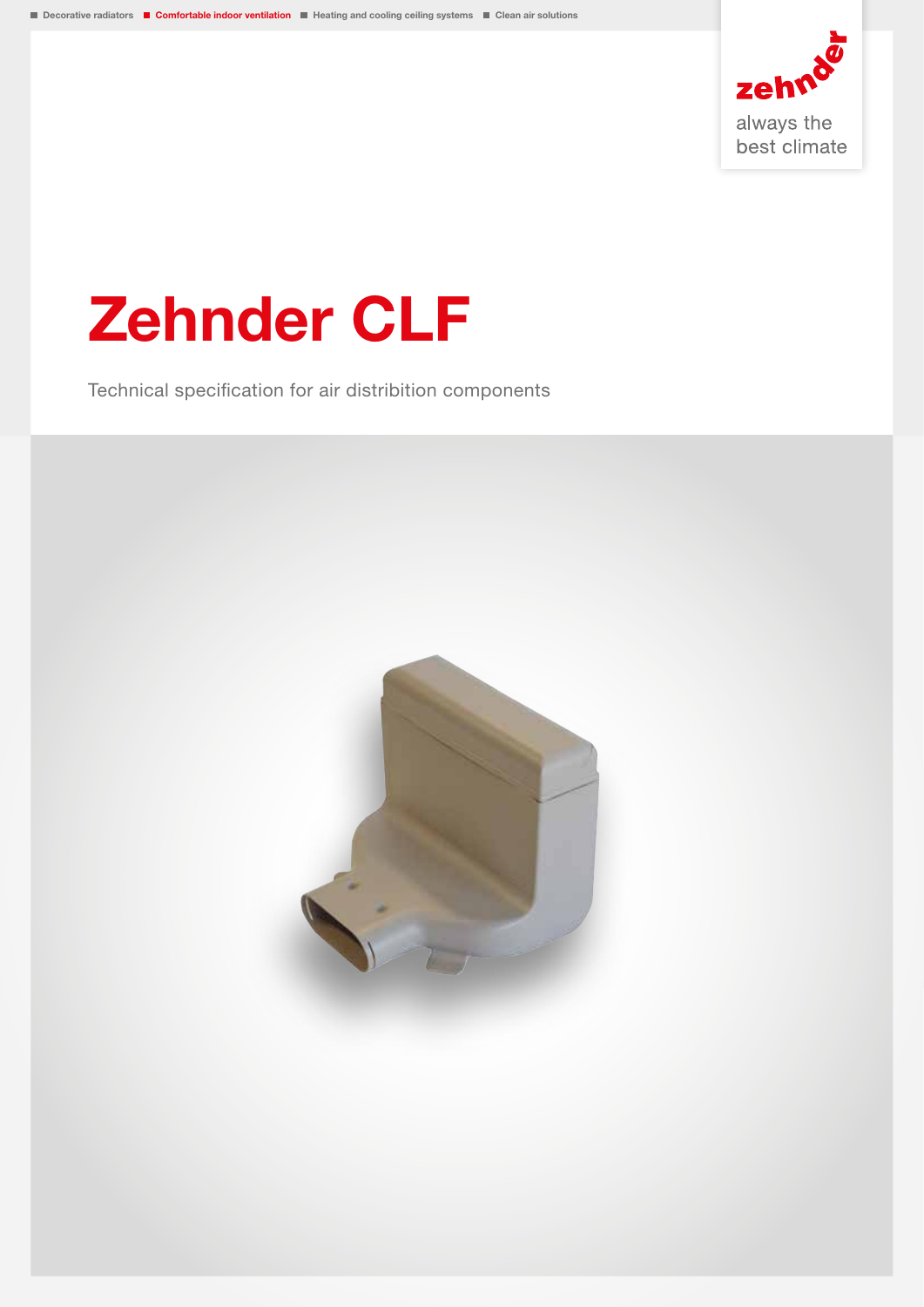■ Decorative radiators ■ Comfortable indoor ventilation ■ Heating and cooling ceiling systems ■ Clean air solutions

zehnder
always the best climate

# Zehnder CLF

Technical specification for air distribution components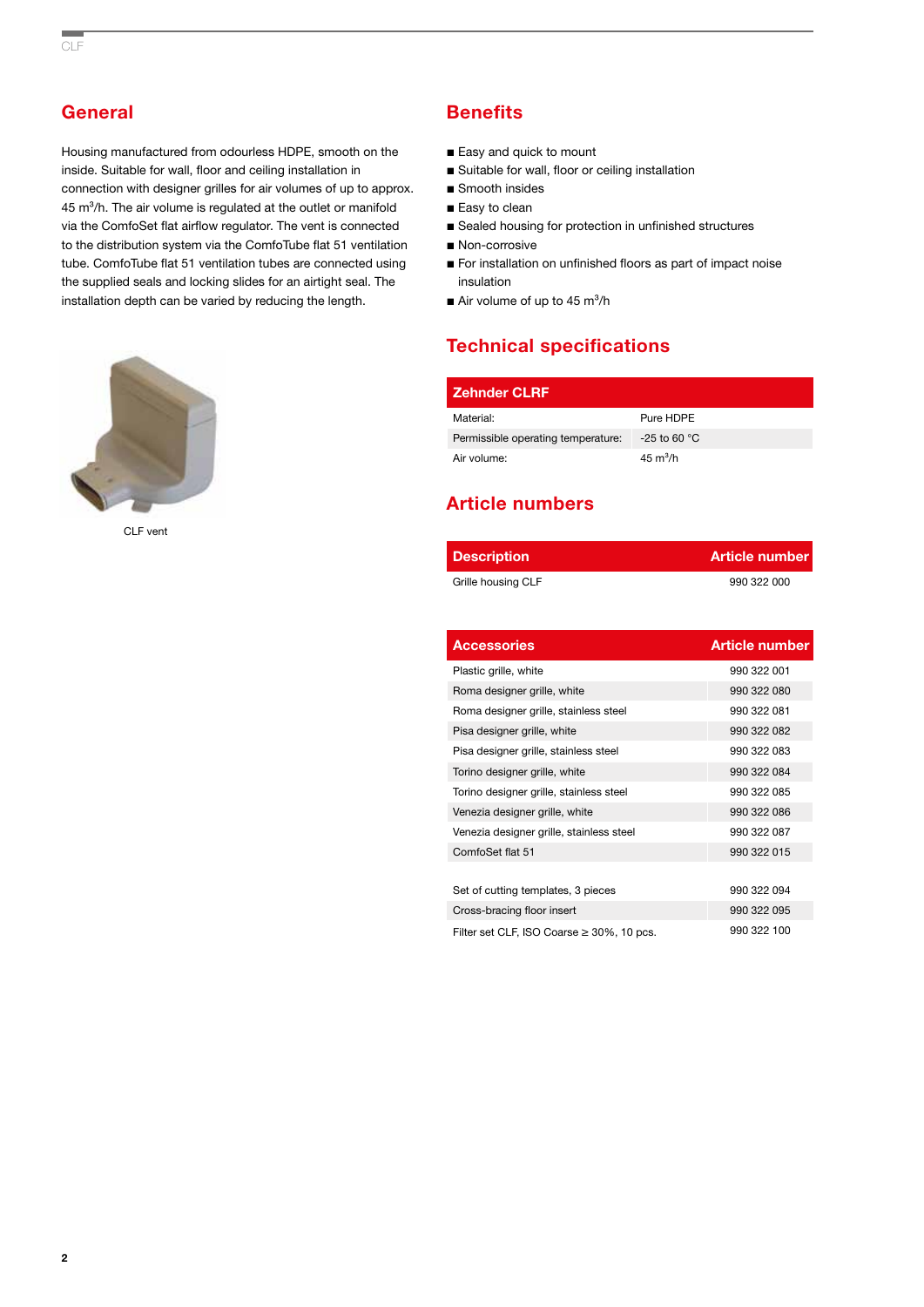## General

Housing manufactured from odourless HDPE, smooth on the inside. Suitable for wall, floor and ceiling installation in connection with designer grilles for air volumes of up to approx. 45 $m^3$/h. The air volume is regulated at the outlet or manifold via the ComfoSet flat airflow regulator. The vent is connected to the distribution system via the ComfoTube flat 51 ventilation tube. ComfoTube flat 51 ventilation tubes are connected using the supplied seals and locking slides for an airtight seal. The installation depth can be varied by reducing the length.

CLF vent

## Benefits

- Easy and quick to mount
- Suitable for wall, floor or ceiling installation
- Smooth insides
- Easy to clean
- Sealed housing for protection in unfinished structures
- Non-corrosive
- For installation on unfinished floors as part of impact noise insulation
- Air volume of up to 45 $m^3$/h

## Technical specifications

| Zehnder CLRF | |
|---|---|
| Material: | Pure HDPE |
| Permissible operating temperature: | -25 to 60 °C |
| Air volume: | 45 $m^3$/h |

## Article numbers

| Description | Article number |
|---|---|
| Grille housing CLF | 990 322 000 |

| Accessories | Article number |
|---|---|
| Plastic grille, white | 990 322 001 |
| Roma designer grille, white | 990 322 080 |
| Roma designer grille, stainless steel | 990 322 081 |
| Pisa designer grille, white | 990 322 082 |
| Pisa designer grille, stainless steel | 990 322 083 |
| Torino designer grille, white | 990 322 084 |
| Torino designer grille, stainless steel | 990 322 085 |
| Venezia designer grille, white | 990 322 086 |
| Venezia designer grille, stainless steel | 990 322 087 |
| ComfoSet flat 51 | 990 322 015 |
| | |
| Set of cutting templates, 3 pieces | 990 322 094 |
| Cross-bracing floor insert | 990 322 095 |
| Filter set CLF, ISO Coarse ≥ 30%, 10 pcs. | 990 322 100 |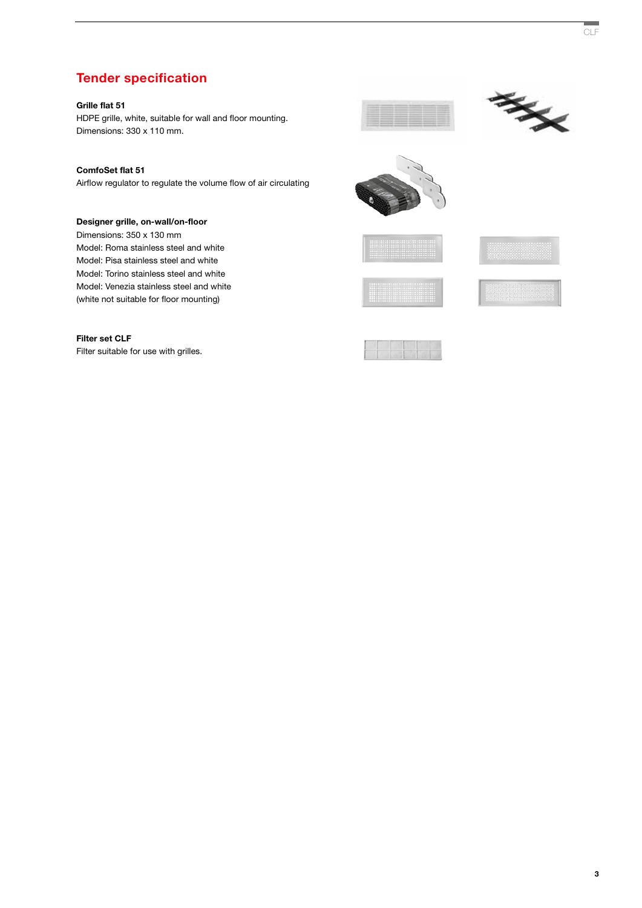# Tender specification

**Grille flat 51**
HDPE grille, white, suitable for wall and floor mounting.
Dimensions: 330 x 110 mm.

**ComfoSet flat 51**
Airflow regulator to regulate the volume flow of air circulating

**Designer grille, on-wall/on-floor**
Dimensions: 350 x 130 mm
Model: Roma stainless steel and white
Model: Pisa stainless steel and white
Model: Torino stainless steel and white
Model: Venezia stainless steel and white
(white not suitable for floor mounting)

**Filter set CLF**
Filter suitable for use with grilles.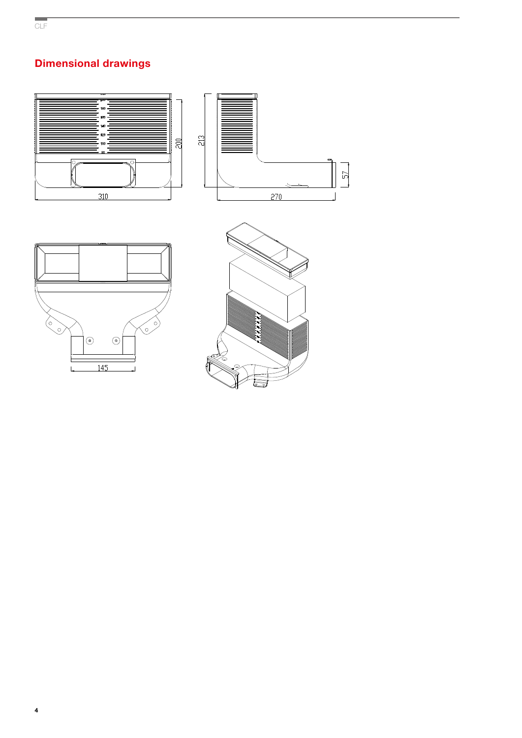# Dimensional drawings

310

200

213

270

57

145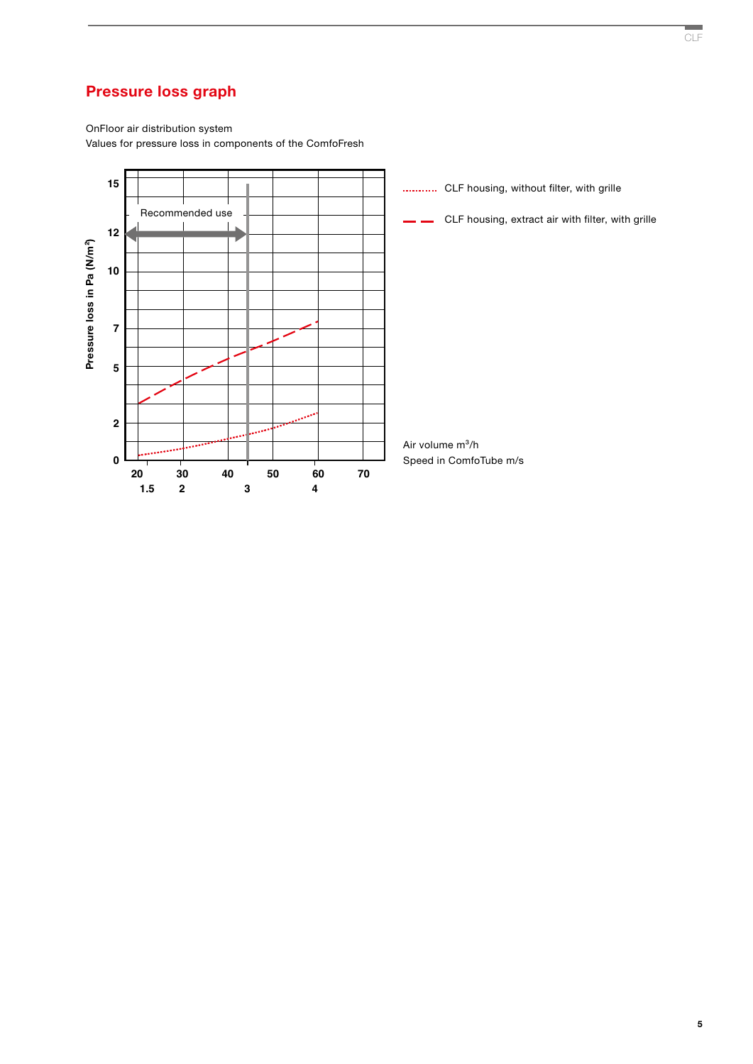## Pressure loss graph

OnFloor air distribution system
Values for pressure loss in components of the ComfoFresh

Pressure loss in Pa (N/m²)

15
12
10
7
5
2
0

Recommended use

20 30 40 50 60 70
1.5 2 3 4

CLF housing, without filter, with grille

CLF housing, extract air with filter, with grille

Air volume m³/h
Speed in ComfoTube m/s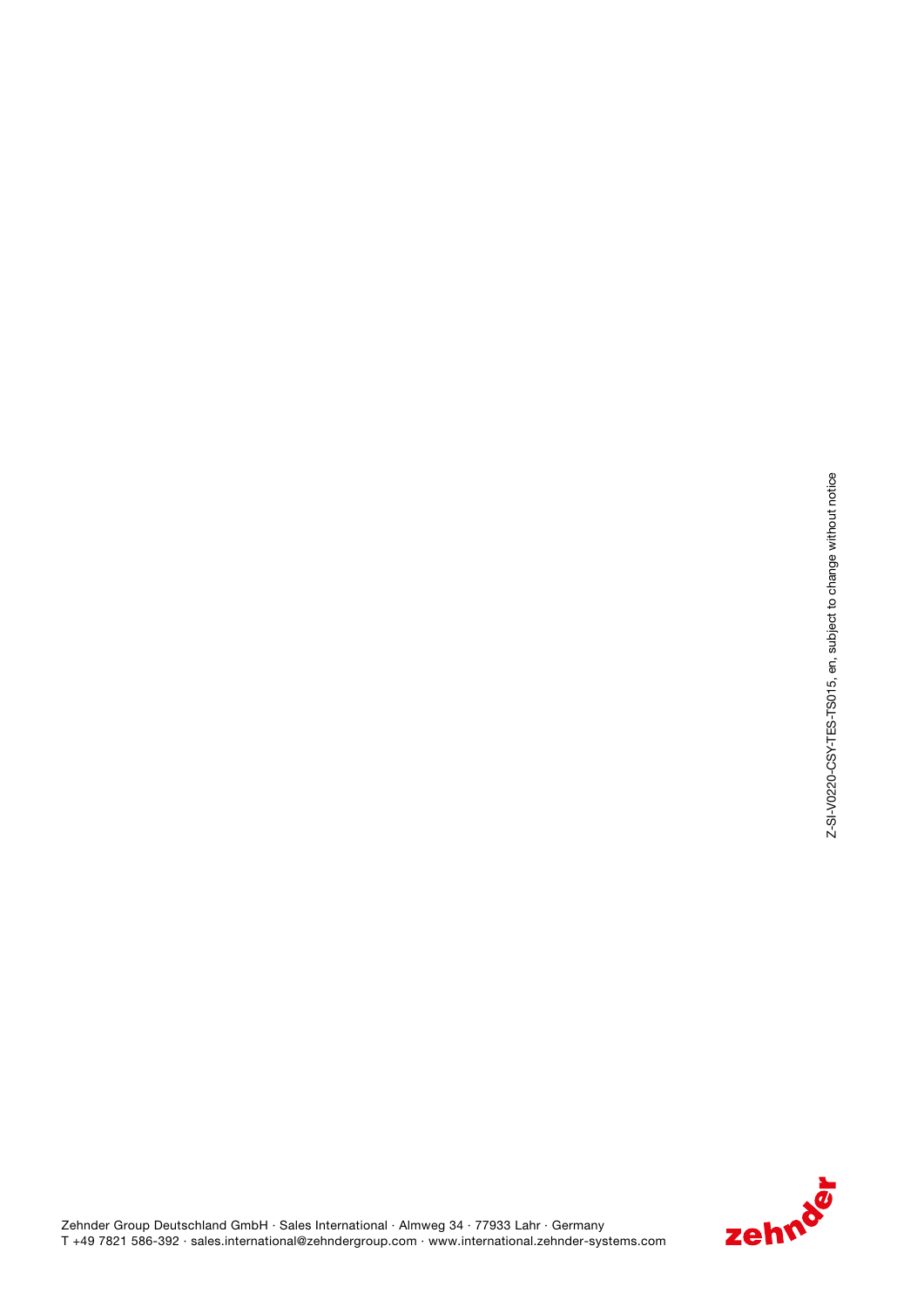Z-SI-V0220-CSY-TES-TS015, en, subject to change without notice

Zehnder Group Deutschland GmbH · Sales International · Almweg 34 · 77933 Lahr · Germany
T +49 7821 586-392 · sales.international@zehndergroup.com · www.international.zehnder-systems.com

zehnder